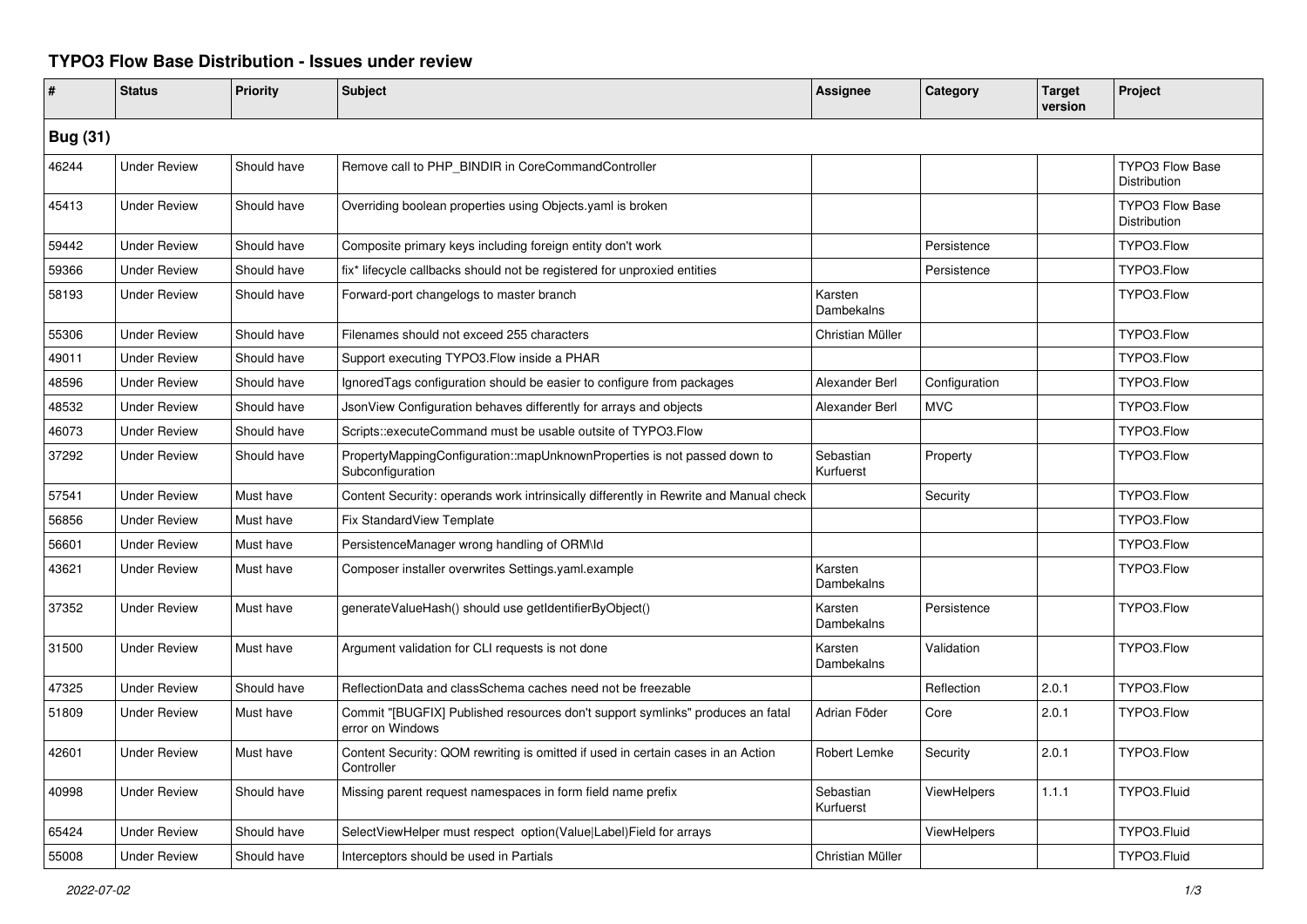# TYPO3 Flow Base Distribution - Issues under review

| # | Status | Priority | Subject | Assignee | Category | Target version | Project |
|---|---|---|---|---|---|---|---|
| **Bug (31)** | | | | | | | |
| 46244 | Under Review | Should have | Remove call to PHP_BINDIR in CoreCommandController | | | | TYPO3 Flow Base Distribution |
| 45413 | Under Review | Should have | Overriding boolean properties using Objects.yaml is broken | | | | TYPO3 Flow Base Distribution |
| 59442 | Under Review | Should have | Composite primary keys including foreign entity don't work | | Persistence | | TYPO3.Flow |
| 59366 | Under Review | Should have | fix* lifecycle callbacks should not be registered for unproxied entities | | Persistence | | TYPO3.Flow |
| 58193 | Under Review | Should have | Forward-port changelogs to master branch | Karsten Dambekalns | | | TYPO3.Flow |
| 55306 | Under Review | Should have | Filenames should not exceed 255 characters | Christian Müller | | | TYPO3.Flow |
| 49011 | Under Review | Should have | Support executing TYPO3.Flow inside a PHAR | | | | TYPO3.Flow |
| 48596 | Under Review | Should have | IgnoredTags configuration should be easier to configure from packages | Alexander Berl | Configuration | | TYPO3.Flow |
| 48532 | Under Review | Should have | JsonView Configuration behaves differently for arrays and objects | Alexander Berl | MVC | | TYPO3.Flow |
| 46073 | Under Review | Should have | Scripts::executeCommand must be usable outsite of TYPO3.Flow | | | | TYPO3.Flow |
| 37292 | Under Review | Should have | PropertyMappingConfiguration::mapUnknownProperties is not passed down to Subconfiguration | Sebastian Kurfuerst | Property | | TYPO3.Flow |
| 57541 | Under Review | Must have | Content Security: operands work intrinsically differently in Rewrite and Manual check | | Security | | TYPO3.Flow |
| 56856 | Under Review | Must have | Fix StandardView Template | | | | TYPO3.Flow |
| 56601 | Under Review | Must have | PersistenceManager wrong handling of ORM\Id | | | | TYPO3.Flow |
| 43621 | Under Review | Must have | Composer installer overwrites Settings.yaml.example | Karsten Dambekalns | | | TYPO3.Flow |
| 37352 | Under Review | Must have | generateValueHash() should use getIdentifierByObject() | Karsten Dambekalns | Persistence | | TYPO3.Flow |
| 31500 | Under Review | Must have | Argument validation for CLI requests is not done | Karsten Dambekalns | Validation | | TYPO3.Flow |
| 47325 | Under Review | Should have | ReflectionData and classSchema caches need not be freezable | | Reflection | 2.0.1 | TYPO3.Flow |
| 51809 | Under Review | Must have | Commit "[BUGFIX] Published resources don't support symlinks" produces an fatal error on Windows | Adrian Föder | Core | 2.0.1 | TYPO3.Flow |
| 42601 | Under Review | Must have | Content Security: QOM rewriting is omitted if used in certain cases in an Action Controller | Robert Lemke | Security | 2.0.1 | TYPO3.Flow |
| 40998 | Under Review | Should have | Missing parent request namespaces in form field name prefix | Sebastian Kurfuerst | ViewHelpers | 1.1.1 | TYPO3.Fluid |
| 65424 | Under Review | Should have | SelectViewHelper must respect option(Value\|Label)Field for arrays | | ViewHelpers | | TYPO3.Fluid |
| 55008 | Under Review | Should have | Interceptors should be used in Partials | Christian Müller | | | TYPO3.Fluid |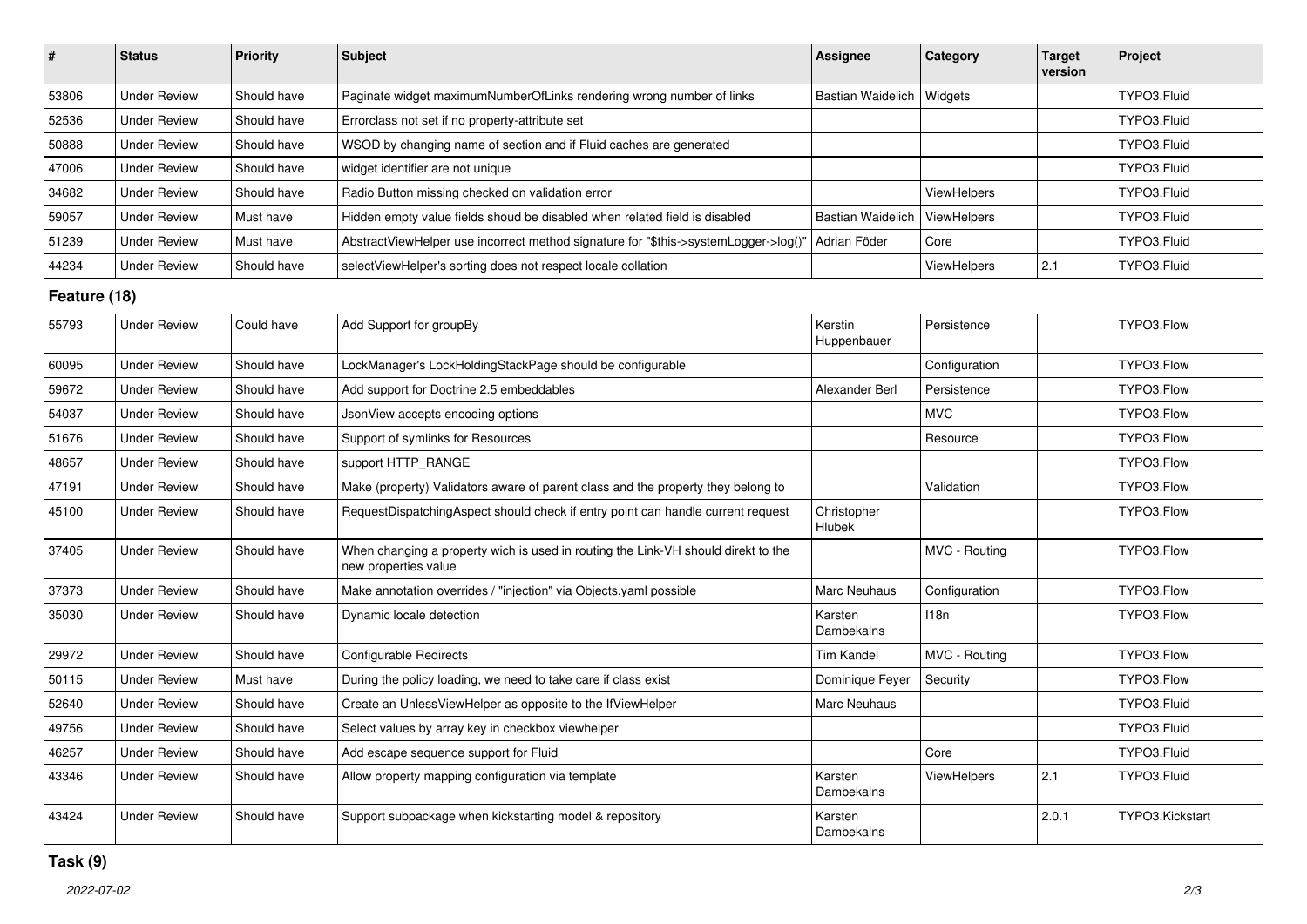| # | Status | Priority | Subject | Assignee | Category | Target version | Project |
|---|---|---|---|---|---|---|---|
| 53806 | Under Review | Should have | Paginate widget maximumNumberOfLinks rendering wrong number of links | Bastian Waidelich | Widgets | | TYPO3.Fluid |
| 52536 | Under Review | Should have | Errorclass not set if no property-attribute set | | | | TYPO3.Fluid |
| 50888 | Under Review | Should have | WSOD by changing name of section and if Fluid caches are generated | | | | TYPO3.Fluid |
| 47006 | Under Review | Should have | widget identifier are not unique | | | | TYPO3.Fluid |
| 34682 | Under Review | Should have | Radio Button missing checked on validation error | | ViewHelpers | | TYPO3.Fluid |
| 59057 | Under Review | Must have | Hidden empty value fields shoud be disabled when related field is disabled | Bastian Waidelich | ViewHelpers | | TYPO3.Fluid |
| 51239 | Under Review | Must have | AbstractViewHelper use incorrect method signature for "$this->systemLogger->log()" | Adrian Föder | Core | | TYPO3.Fluid |
| 44234 | Under Review | Should have | selectViewHelper's sorting does not respect locale collation | | ViewHelpers | 2.1 | TYPO3.Fluid |
| **Feature (18)** | | | | | | | |
| 55793 | Under Review | Could have | Add Support for groupBy | Kerstin Huppenbauer | Persistence | | TYPO3.Flow |
| 60095 | Under Review | Should have | LockManager's LockHoldingStackPage should be configurable | | Configuration | | TYPO3.Flow |
| 59672 | Under Review | Should have | Add support for Doctrine 2.5 embeddables | Alexander Berl | Persistence | | TYPO3.Flow |
| 54037 | Under Review | Should have | JsonView accepts encoding options | | MVC | | TYPO3.Flow |
| 51676 | Under Review | Should have | Support of symlinks for Resources | | Resource | | TYPO3.Flow |
| 48657 | Under Review | Should have | support HTTP_RANGE | | | | TYPO3.Flow |
| 47191 | Under Review | Should have | Make (property) Validators aware of parent class and the property they belong to | | Validation | | TYPO3.Flow |
| 45100 | Under Review | Should have | RequestDispatchingAspect should check if entry point can handle current request | Christopher Hlubek | | | TYPO3.Flow |
| 37405 | Under Review | Should have | When changing a property wich is used in routing the Link-VH should direkt to the new properties value | | MVC - Routing | | TYPO3.Flow |
| 37373 | Under Review | Should have | Make annotation overrides / "injection" via Objects.yaml possible | Marc Neuhaus | Configuration | | TYPO3.Flow |
| 35030 | Under Review | Should have | Dynamic locale detection | Karsten Dambekalns | I18n | | TYPO3.Flow |
| 29972 | Under Review | Should have | Configurable Redirects | Tim Kandel | MVC - Routing | | TYPO3.Flow |
| 50115 | Under Review | Must have | During the policy loading, we need to take care if class exist | Dominique Feyer | Security | | TYPO3.Flow |
| 52640 | Under Review | Should have | Create an UnlessViewHelper as opposite to the IfViewHelper | Marc Neuhaus | | | TYPO3.Fluid |
| 49756 | Under Review | Should have | Select values by array key in checkbox viewhelper | | | | TYPO3.Fluid |
| 46257 | Under Review | Should have | Add escape sequence support for Fluid | | Core | | TYPO3.Fluid |
| 43346 | Under Review | Should have | Allow property mapping configuration via template | Karsten Dambekalns | ViewHelpers | 2.1 | TYPO3.Fluid |
| 43424 | Under Review | Should have | Support subpackage when kickstarting model & repository | Karsten Dambekalns | | 2.0.1 | TYPO3.Kickstart |
| **Task (9)** | | | | | | | |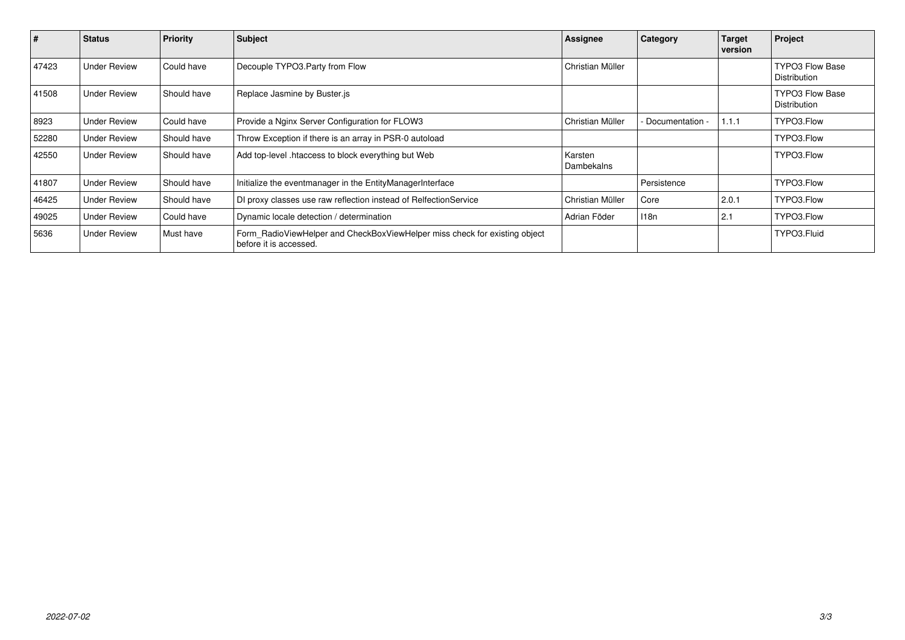| # | Status | Priority | Subject | Assignee | Category | Target version | Project |
|---|---|---|---|---|---|---|---|
| 47423 | Under Review | Could have | Decouple TYPO3.Party from Flow | Christian Müller | | | TYPO3 Flow Base Distribution |
| 41508 | Under Review | Should have | Replace Jasmine by Buster.js | | | | TYPO3 Flow Base Distribution |
| 8923 | Under Review | Could have | Provide a Nginx Server Configuration for FLOW3 | Christian Müller | - Documentation - | 1.1.1 | TYPO3.Flow |
| 52280 | Under Review | Should have | Throw Exception if there is an array in PSR-0 autoload | | | | TYPO3.Flow |
| 42550 | Under Review | Should have | Add top-level .htaccess to block everything but Web | Karsten Dambekalns | | | TYPO3.Flow |
| 41807 | Under Review | Should have | Initialize the eventmanager in the EntityManagerInterface | | Persistence | | TYPO3.Flow |
| 46425 | Under Review | Should have | DI proxy classes use raw reflection instead of RelfectionService | Christian Müller | Core | 2.0.1 | TYPO3.Flow |
| 49025 | Under Review | Could have | Dynamic locale detection / determination | Adrian Föder | I18n | 2.1 | TYPO3.Flow |
| 5636 | Under Review | Must have | Form_RadioViewHelper and CheckBoxViewHelper miss check for existing object before it is accessed. | | | | TYPO3.Fluid |

*2022-07-02*